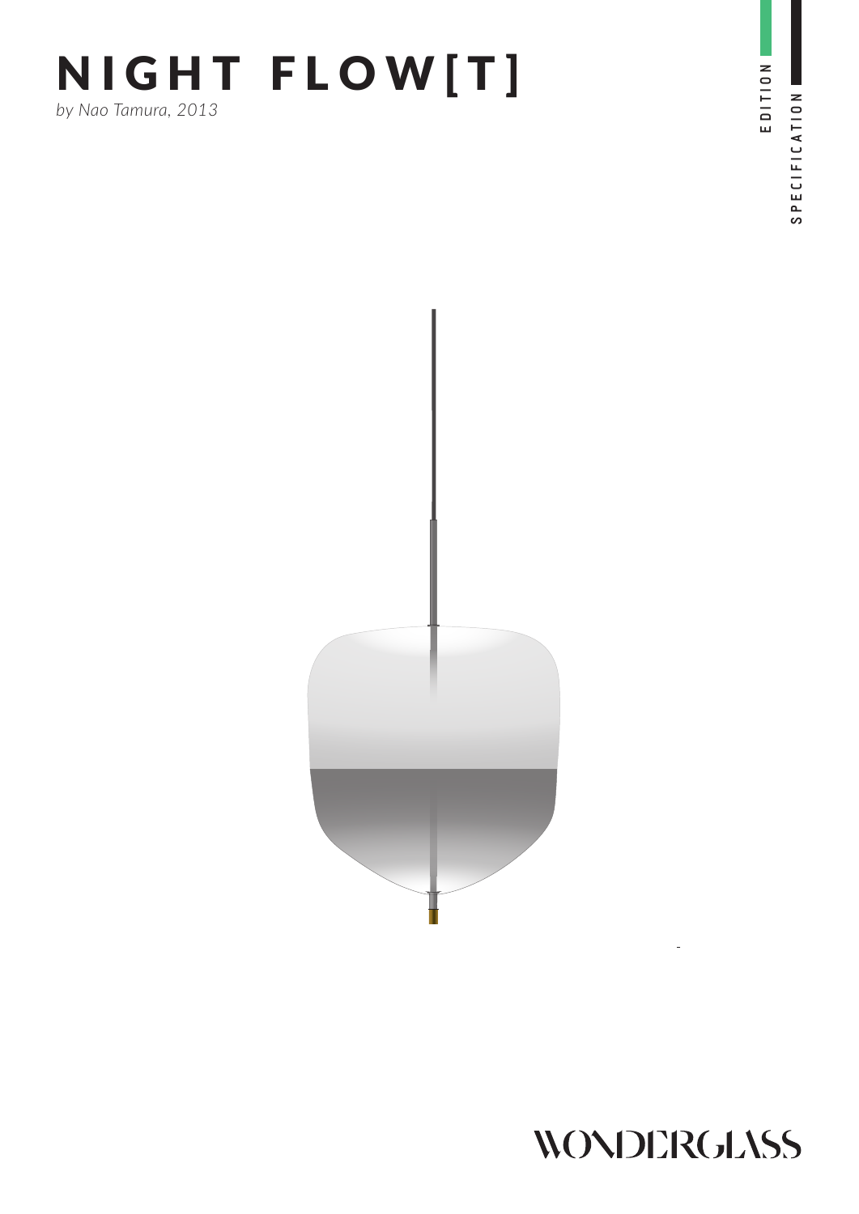# NIGHT FLOW[T]

*by Nao Tamura, 2013*

EDITION

SPECIFICATION

WONDERGLASS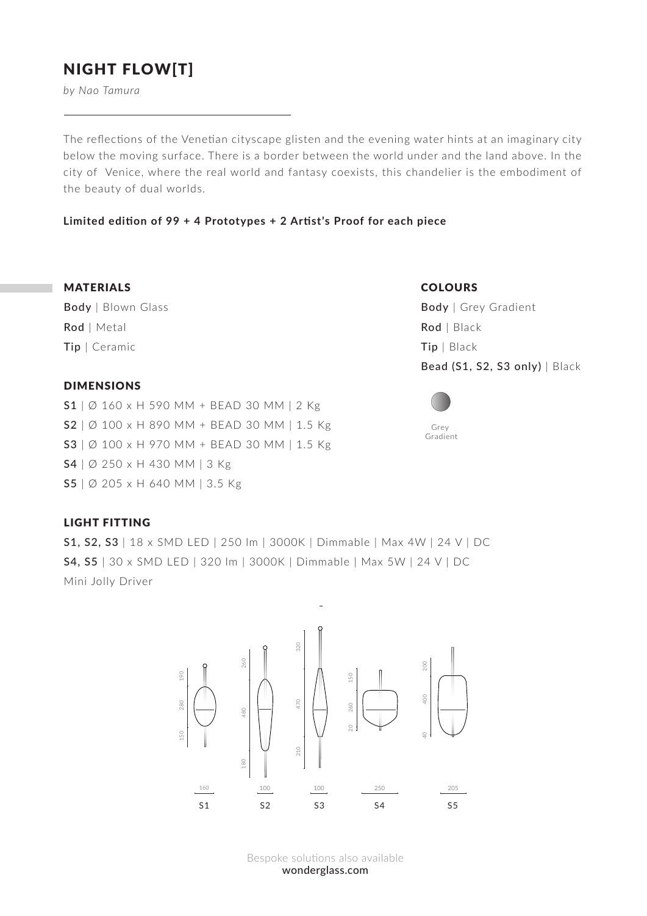# NIGHT FLOW[T]

*by Nao Tamura*

The reflections of the Venetian cityscape glisten and the evening water hints at an imaginary city below the moving surface. There is a border between the world under and the land above. In the city of Venice, where the real world and fantasy coexists, this chandelier is the embodiment of the beauty of dual worlds.

**Limited edition of 99 + 4 Prototypes + 2 Artist's Proof for each piece**

## MATERIALS

**Body** | Blown Glass
**Rod** | Metal
**Tip** | Ceramic

## DIMENSIONS

**S1** | Ø 160 x H 590 MM + BEAD 30 MM | 2 Kg
**S2** | Ø 100 x H 890 MM + BEAD 30 MM | 1.5 Kg
**S3** | Ø 100 x H 970 MM + BEAD 30 MM | 1.5 Kg
**S4** | Ø 250 x H 430 MM | 3 Kg
**S5** | Ø 205 x H 640 MM | 3.5 Kg

## COLOURS

**Body** | Grey Gradient
**Rod** | Black
**Tip** | Black
**Bead (S1, S2, S3 only)** | Black

Grey Gradient

## LIGHT FITTING

**S1, S2, S3** | 18 x SMD LED | 250 lm | 3000K | Dimmable | Max 4W | 24 V | DC
**S4, S5** | 30 x SMD LED | 320 lm | 3000K | Dimmable | Max 5W | 24 V | DC
Mini Jolly Driver

190
280
150
160
S1

260
480
180
100
S2

320
470
210
100
S3

150
260
20
250
S4

200
400
40
205
S5

Bespoke solutions also available
**wonderglass.com**